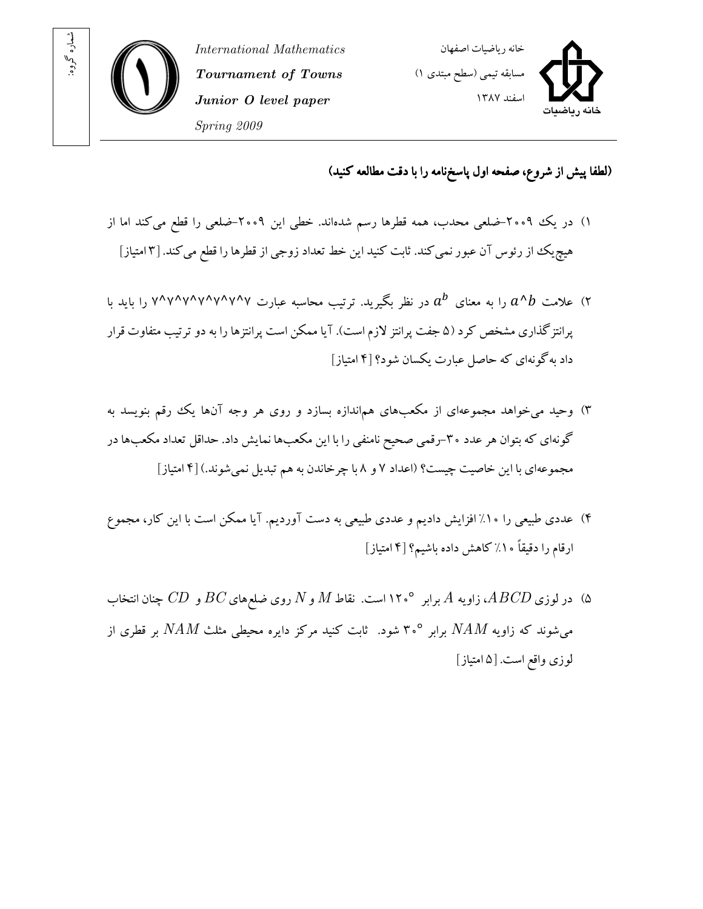شماره گروه:

*International Mathematics*

***Tournament of Towns***

***Junior O level paper***

*Spring 2009*

خانه ریاضیات اصفهان

مسابقه تیمی (سطح مبتدی ۱)

اسفند ۱۳۸۷

**(لطفا پیش از شروع، صفحه اول پاسخ‌نامه را با دقت مطالعه کنید)**

۱) در یک ۲۰۰۹-ضلعی محدب، همه قطرها رسم شده‌اند. خطی این ۲۰۰۹-ضلعی را قطع می‌کند اما از هیچ‌یک از رئوس آن عبور نمی‌کند. ثابت کنید این خط تعداد زوجی از قطرها را قطع می‌کند. [۳ امتیاز]

۲) علامت $a\hat{}b$ را به معنای $a^b$ در نظر بگیرید. ترتیب محاسبه عبارت ۷^۷^۷^۷^۷^۷^۷ را باید با پرانتزگذاری مشخص کرد (۵ جفت پرانتز لازم است). آیا ممکن است پرانتزها را به دو ترتیب متفاوت قرار داد به‌گونه‌ای که حاصل عبارت یکسان شود؟ [۴ امتیاز]

۳) وحید می‌خواهد مجموعه‌ای از مکعب‌های هم‌اندازه بسازد و روی هر وجه آن‌ها یک رقم بنویسد به گونه‌ای که بتوان هر عدد ۳۰-رقمی صحیح نامنفی را با این مکعب‌ها نمایش داد. حداقل تعداد مکعب‌ها در مجموعه‌ای با این خاصیت چیست؟ (اعداد ۷ و ۸ با چرخاندن به هم تبدیل نمی‌شوند.) [۴ امتیاز]

۴) عددی طبیعی را ۱۰٪ افزایش دادیم و عددی طبیعی به دست آوردیم. آیا ممکن است با این کار، مجموع ارقام را دقیقاً ۱۰٪ کاهش داده باشیم؟ [۴ امتیاز]

۵) در لوزی $ABCD$، زاویه $A$ برابر $120^\circ$ است. نقاط $M$ و $N$ روی ضلع‌های $BC$ و $CD$ چنان انتخاب می‌شوند که زاویه $NAM$ برابر $30^\circ$ شود. ثابت کنید مرکز دایره محیطی مثلث $NAM$ بر قطری از لوزی واقع است. [۵ امتیاز]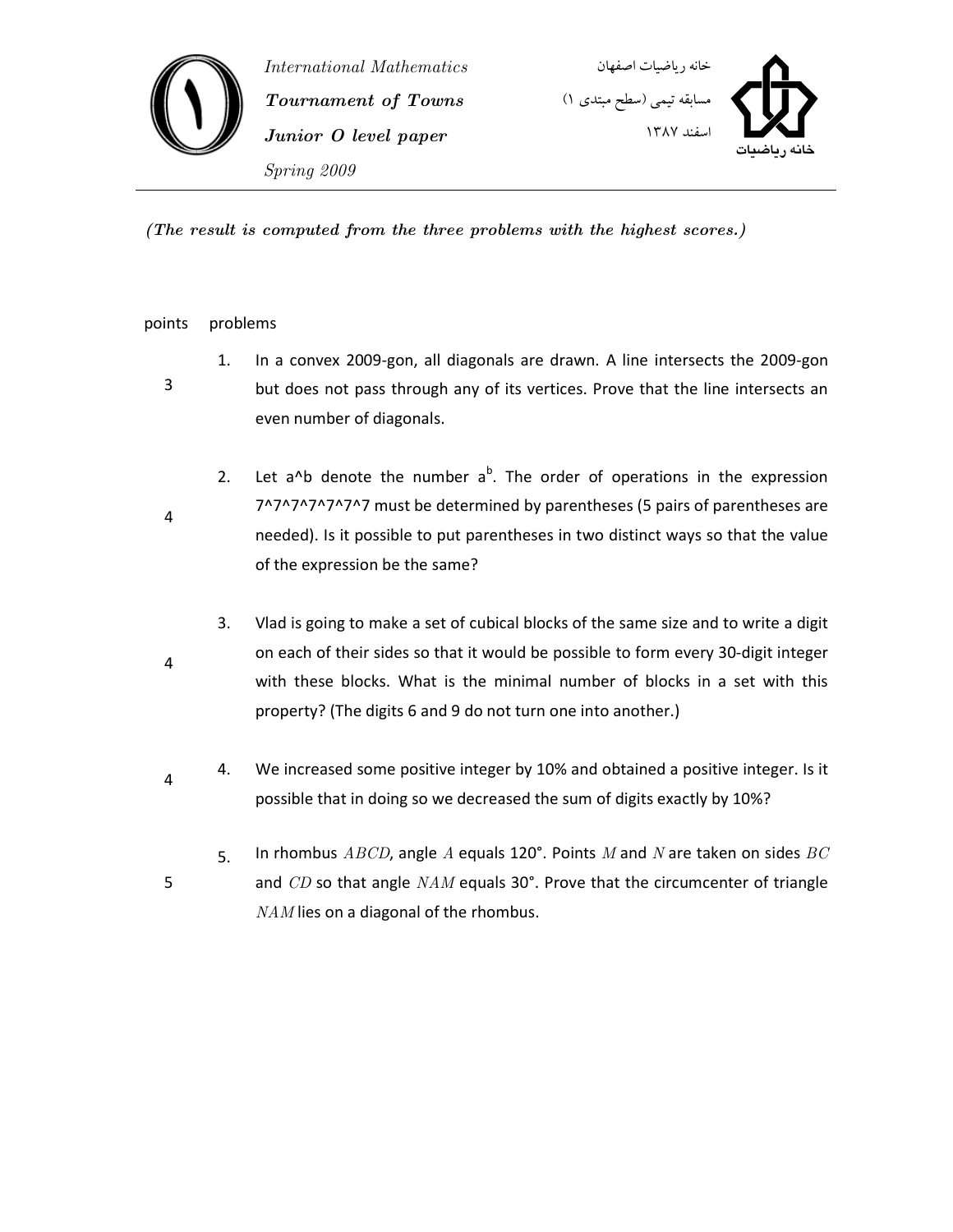*International Mathematics*

***Tournament of Towns***

***Junior O level paper***

*Spring 2009*

خانه ریاضیات اصفهان

مسابقه تیمی (سطح مبتدی ۱)

اسفند ۱۳۸۷

*(The result is computed from the three problems with the highest scores.)*

| points | problems |
|---|---|
| 3 | 1. In a convex 2009-gon, all diagonals are drawn. A line intersects the 2009-gon but does not pass through any of its vertices. Prove that the line intersects an even number of diagonals. |
| 4 | 2. Let a^b denote the number $a^b$. The order of operations in the expression 7^7^7^7^7^7^7 must be determined by parentheses (5 pairs of parentheses are needed). Is it possible to put parentheses in two distinct ways so that the value of the expression be the same? |
| 4 | 3. Vlad is going to make a set of cubical blocks of the same size and to write a digit on each of their sides so that it would be possible to form every 30-digit integer with these blocks. What is the minimal number of blocks in a set with this property? (The digits 6 and 9 do not turn one into another.) |
| 4 | 4. We increased some positive integer by 10% and obtained a positive integer. Is it possible that in doing so we decreased the sum of digits exactly by 10%? |
| 5 | 5. In rhombus $ABCD$, angle $A$ equals 120°. Points $M$ and $N$ are taken on sides $BC$ and $CD$ so that angle $NAM$ equals 30°. Prove that the circumcenter of triangle $NAM$ lies on a diagonal of the rhombus. |